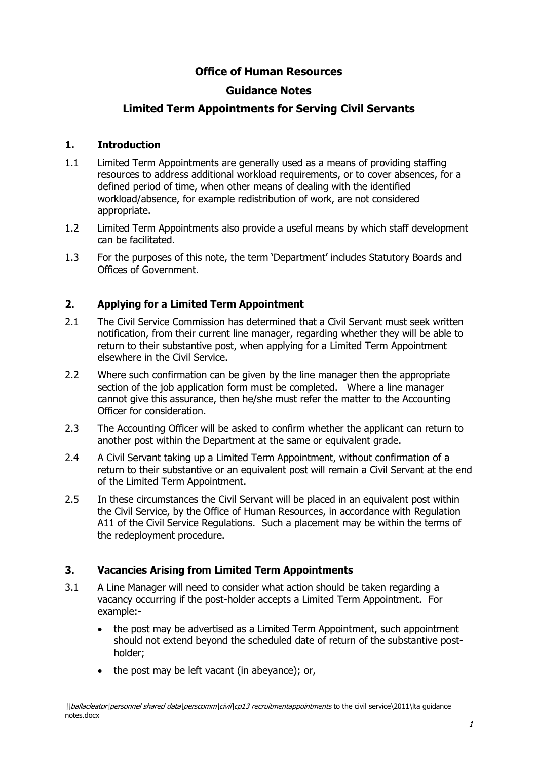# Office of Human Resources

## Guidance Notes

## Limited Term Appointments for Serving Civil Servants

### 1. Introduction

1.1 Limited Term Appointments are generally used as a means of providing staffing resources to address additional workload requirements, or to cover absences, for a defined period of time, when other means of dealing with the identified workload/absence, for example redistribution of work, are not considered appropriate.

1.2 Limited Term Appointments also provide a useful means by which staff development can be facilitated.

1.3 For the purposes of this note, the term 'Department' includes Statutory Boards and Offices of Government.

### 2. Applying for a Limited Term Appointment

2.1 The Civil Service Commission has determined that a Civil Servant must seek written notification, from their current line manager, regarding whether they will be able to return to their substantive post, when applying for a Limited Term Appointment elsewhere in the Civil Service.

2.2 Where such confirmation can be given by the line manager then the appropriate section of the job application form must be completed. Where a line manager cannot give this assurance, then he/she must refer the matter to the Accounting Officer for consideration.

2.3 The Accounting Officer will be asked to confirm whether the applicant can return to another post within the Department at the same or equivalent grade.

2.4 A Civil Servant taking up a Limited Term Appointment, without confirmation of a return to their substantive or an equivalent post will remain a Civil Servant at the end of the Limited Term Appointment.

2.5 In these circumstances the Civil Servant will be placed in an equivalent post within the Civil Service, by the Office of Human Resources, in accordance with Regulation A11 of the Civil Service Regulations. Such a placement may be within the terms of the redeployment procedure.

### 3. Vacancies Arising from Limited Term Appointments

3.1 A Line Manager will need to consider what action should be taken regarding a vacancy occurring if the post-holder accepts a Limited Term Appointment. For example:-

- the post may be advertised as a Limited Term Appointment, such appointment should not extend beyond the scheduled date of return of the substantive post-holder;
- the post may be left vacant (in abeyance); or,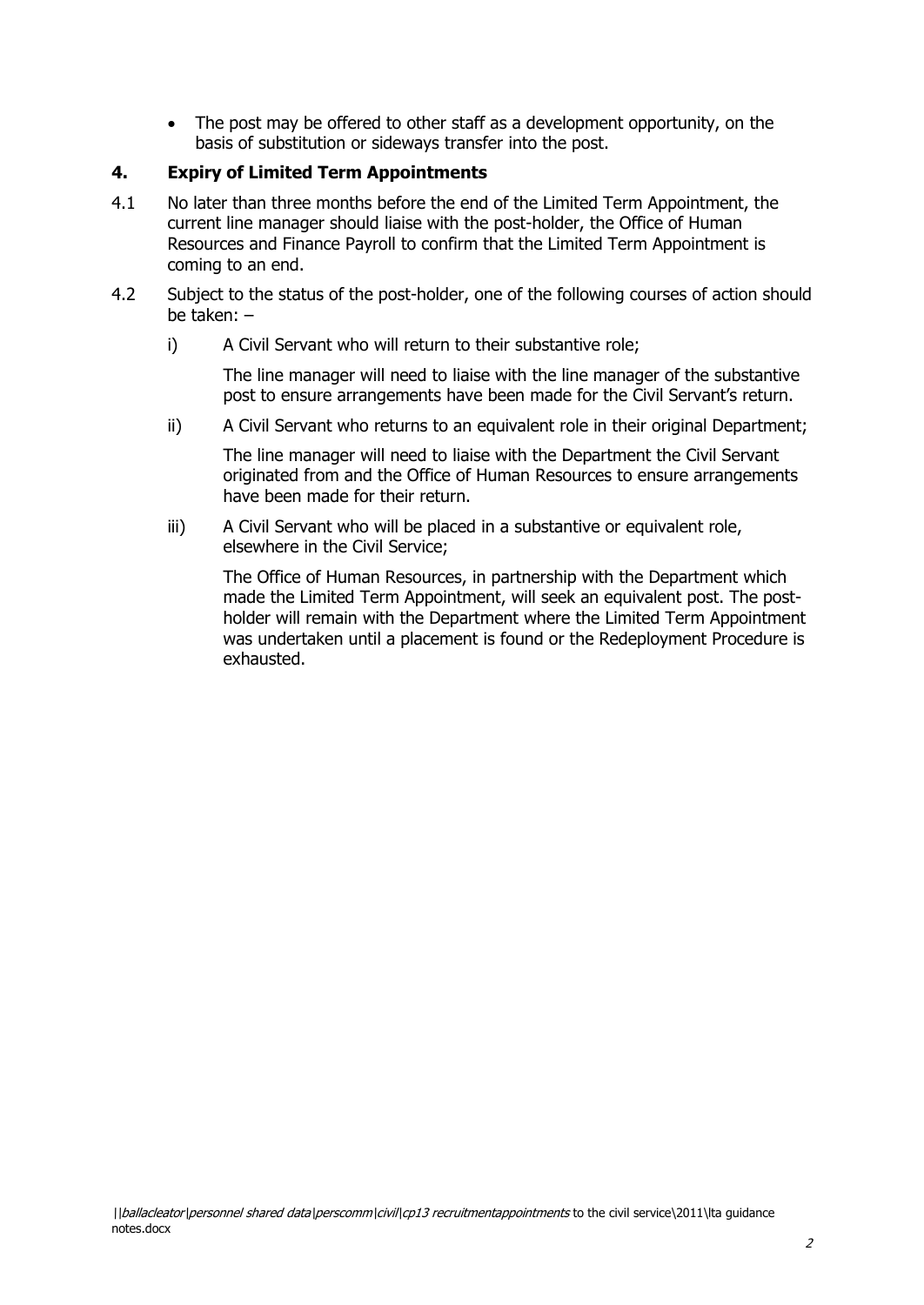- The post may be offered to other staff as a development opportunity, on the basis of substitution or sideways transfer into the post.

## 4. Expiry of Limited Term Appointments

4.1 No later than three months before the end of the Limited Term Appointment, the current line manager should liaise with the post-holder, the Office of Human Resources and Finance Payroll to confirm that the Limited Term Appointment is coming to an end.

4.2 Subject to the status of the post-holder, one of the following courses of action should be taken: –

i) A Civil Servant who will return to their substantive role;

   The line manager will need to liaise with the line manager of the substantive post to ensure arrangements have been made for the Civil Servant's return.

ii) A Civil Servant who returns to an equivalent role in their original Department;

   The line manager will need to liaise with the Department the Civil Servant originated from and the Office of Human Resources to ensure arrangements have been made for their return.

iii) A Civil Servant who will be placed in a substantive or equivalent role, elsewhere in the Civil Service;

   The Office of Human Resources, in partnership with the Department which made the Limited Term Appointment, will seek an equivalent post. The post-holder will remain with the Department where the Limited Term Appointment was undertaken until a placement is found or the Redeployment Procedure is exhausted.